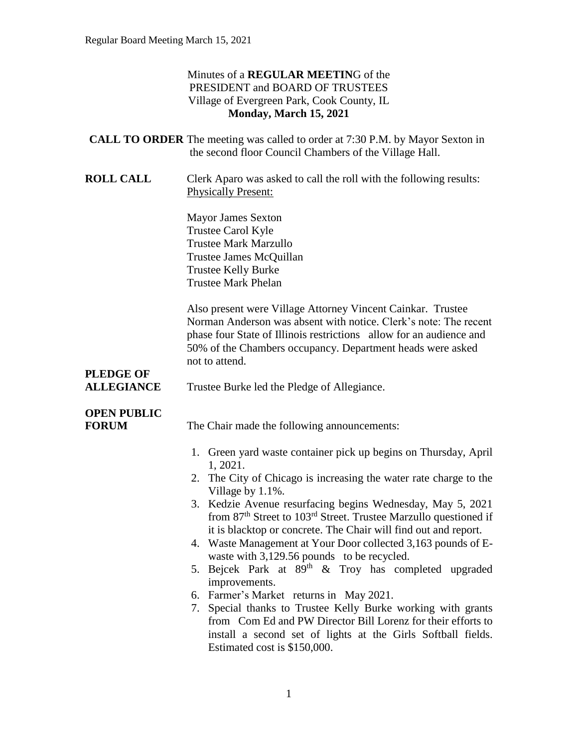Minutes of a **REGULAR MEETIN**G of the
PRESIDENT and BOARD OF TRUSTEES
Village of Evergreen Park, Cook County, IL
**Monday, March 15, 2021**

**CALL TO ORDER** The meeting was called to order at 7:30 P.M. by Mayor Sexton in the second floor Council Chambers of the Village Hall.

**ROLL CALL** Clerk Aparo was asked to call the roll with the following results:
Physically Present:

Mayor James Sexton
Trustee Carol Kyle
Trustee Mark Marzullo
Trustee James McQuillan
Trustee Kelly Burke
Trustee Mark Phelan

Also present were Village Attorney Vincent Cainkar. Trustee Norman Anderson was absent with notice. Clerk's note: The recent phase four State of Illinois restrictions allow for an audience and 50% of the Chambers occupancy. Department heads were asked not to attend.

**PLEDGE OF ALLEGIANCE** Trustee Burke led the Pledge of Allegiance.

**OPEN PUBLIC FORUM** The Chair made the following announcements:

1. Green yard waste container pick up begins on Thursday, April 1, 2021.
2. The City of Chicago is increasing the water rate charge to the Village by 1.1%.
3. Kedzie Avenue resurfacing begins Wednesday, May 5, 2021 from 87th Street to 103rd Street. Trustee Marzullo questioned if it is blacktop or concrete. The Chair will find out and report.
4. Waste Management at Your Door collected 3,163 pounds of E-waste with 3,129.56 pounds to be recycled.
5. Bejcek Park at 89th & Troy has completed upgraded improvements.
6. Farmer's Market returns in May 2021.
7. Special thanks to Trustee Kelly Burke working with grants from Com Ed and PW Director Bill Lorenz for their efforts to install a second set of lights at the Girls Softball fields. Estimated cost is $150,000.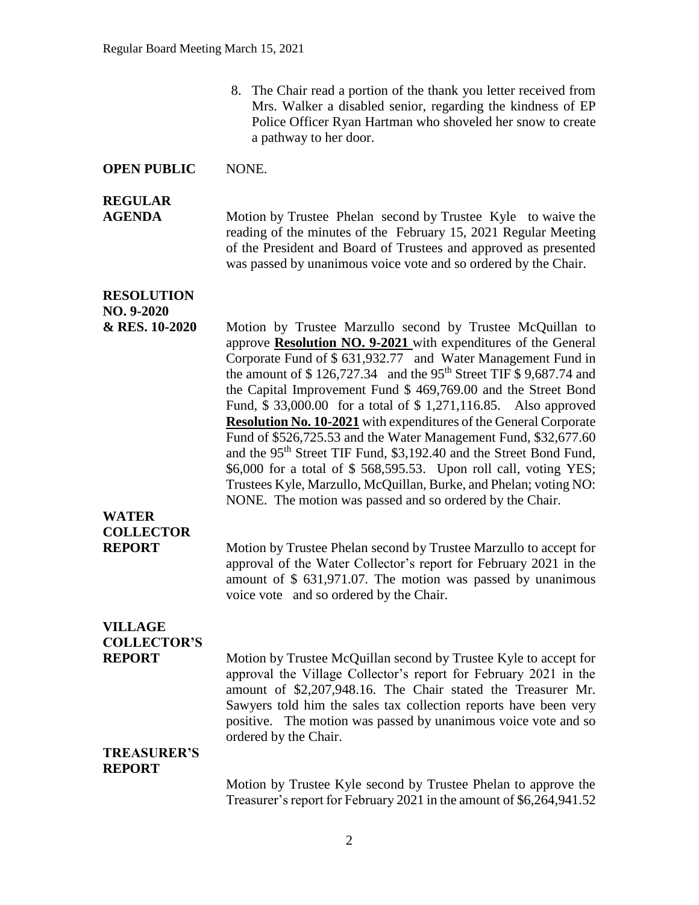8. The Chair read a portion of the thank you letter received from Mrs. Walker a disabled senior, regarding the kindness of EP Police Officer Ryan Hartman who shoveled her snow to create a pathway to her door.

**OPEN PUBLIC** NONE.

**REGULAR AGENDA**

Motion by Trustee Phelan second by Trustee Kyle to waive the reading of the minutes of the February 15, 2021 Regular Meeting of the President and Board of Trustees and approved as presented was passed by unanimous voice vote and so ordered by the Chair.

**RESOLUTION NO. 9-2020 & RES. 10-2020**

Motion by Trustee Marzullo second by Trustee McQuillan to approve **Resolution NO. 9-2021** with expenditures of the General Corporate Fund of \$ 631,932.77 and Water Management Fund in the amount of \$ 126,727.34 and the 95th Street TIF \$ 9,687.74 and the Capital Improvement Fund \$ 469,769.00 and the Street Bond Fund, \$ 33,000.00 for a total of \$ 1,271,116.85. Also approved **Resolution No. 10-2021** with expenditures of the General Corporate Fund of \$526,725.53 and the Water Management Fund, \$32,677.60 and the 95th Street TIF Fund, \$3,192.40 and the Street Bond Fund, \$6,000 for a total of \$ 568,595.53. Upon roll call, voting YES; Trustees Kyle, Marzullo, McQuillan, Burke, and Phelan; voting NO: NONE. The motion was passed and so ordered by the Chair.

**WATER COLLECTOR REPORT**

Motion by Trustee Phelan second by Trustee Marzullo to accept for approval of the Water Collector's report for February 2021 in the amount of \$ 631,971.07. The motion was passed by unanimous voice vote and so ordered by the Chair.

**VILLAGE COLLECTOR'S REPORT**

Motion by Trustee McQuillan second by Trustee Kyle to accept for approval the Village Collector's report for February 2021 in the amount of \$2,207,948.16. The Chair stated the Treasurer Mr. Sawyers told him the sales tax collection reports have been very positive. The motion was passed by unanimous voice vote and so ordered by the Chair.

**TREASURER'S REPORT**

Motion by Trustee Kyle second by Trustee Phelan to approve the Treasurer's report for February 2021 in the amount of \$6,264,941.52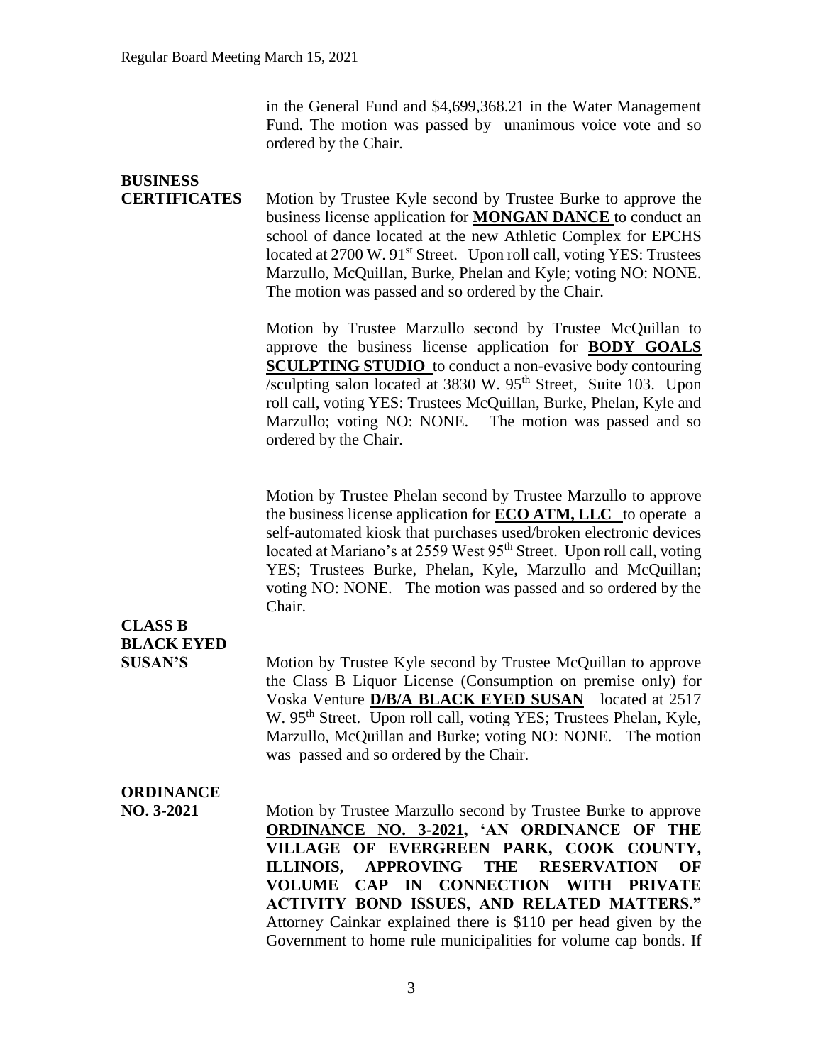in the General Fund and $4,699,368.21 in the Water Management Fund. The motion was passed by unanimous voice vote and so ordered by the Chair.

**BUSINESS CERTIFICATES**

Motion by Trustee Kyle second by Trustee Burke to approve the business license application for **MONGAN DANCE** to conduct an school of dance located at the new Athletic Complex for EPCHS located at 2700 W. 91st Street. Upon roll call, voting YES: Trustees Marzullo, McQuillan, Burke, Phelan and Kyle; voting NO: NONE. The motion was passed and so ordered by the Chair.

Motion by Trustee Marzullo second by Trustee McQuillan to approve the business license application for **BODY GOALS SCULPTING STUDIO** to conduct a non-evasive body contouring /sculpting salon located at 3830 W. 95th Street, Suite 103. Upon roll call, voting YES: Trustees McQuillan, Burke, Phelan, Kyle and Marzullo; voting NO: NONE. The motion was passed and so ordered by the Chair.

Motion by Trustee Phelan second by Trustee Marzullo to approve the business license application for **ECO ATM, LLC** to operate a self-automated kiosk that purchases used/broken electronic devices located at Mariano's at 2559 West 95th Street. Upon roll call, voting YES; Trustees Burke, Phelan, Kyle, Marzullo and McQuillan; voting NO: NONE. The motion was passed and so ordered by the Chair.

**CLASS B BLACK EYED SUSAN'S**

Motion by Trustee Kyle second by Trustee McQuillan to approve the Class B Liquor License (Consumption on premise only) for Voska Venture **D/B/A BLACK EYED SUSAN** located at 2517 W. 95th Street. Upon roll call, voting YES; Trustees Phelan, Kyle, Marzullo, McQuillan and Burke; voting NO: NONE. The motion was passed and so ordered by the Chair.

**ORDINANCE NO. 3-2021**

Motion by Trustee Marzullo second by Trustee Burke to approve **ORDINANCE NO. 3-2021, 'AN ORDINANCE OF THE VILLAGE OF EVERGREEN PARK, COOK COUNTY, ILLINOIS, APPROVING THE RESERVATION OF VOLUME CAP IN CONNECTION WITH PRIVATE ACTIVITY BOND ISSUES, AND RELATED MATTERS."** Attorney Cainkar explained there is $110 per head given by the Government to home rule municipalities for volume cap bonds. If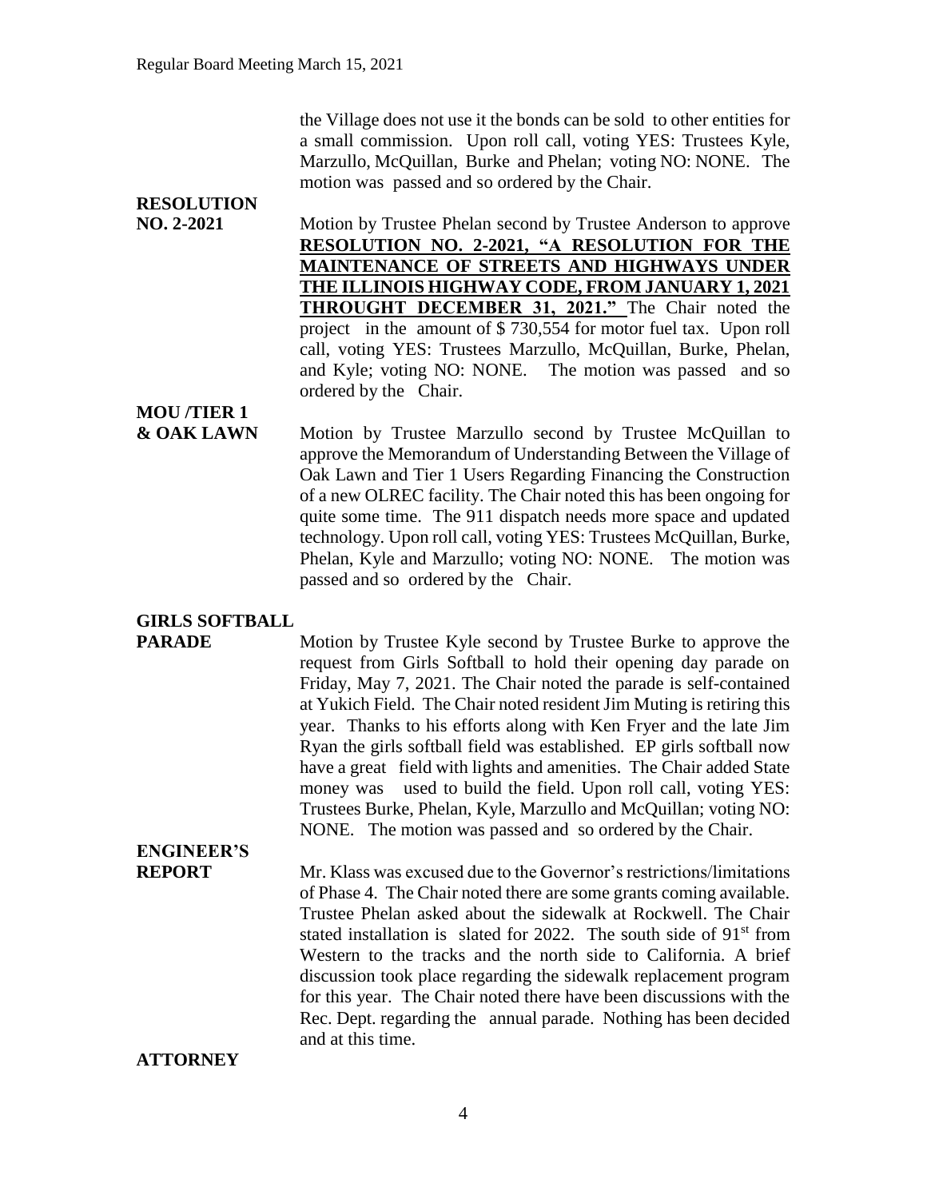the Village does not use it the bonds can be sold to other entities for a small commission. Upon roll call, voting YES: Trustees Kyle, Marzullo, McQuillan, Burke and Phelan; voting NO: NONE. The motion was passed and so ordered by the Chair.

**RESOLUTION NO. 2-2021**

Motion by Trustee Phelan second by Trustee Anderson to approve **RESOLUTION NO. 2-2021, "A RESOLUTION FOR THE MAINTENANCE OF STREETS AND HIGHWAYS UNDER THE ILLINOIS HIGHWAY CODE, FROM JANUARY 1, 2021 THROUGHT DECEMBER 31, 2021."** The Chair noted the project in the amount of $ 730,554 for motor fuel tax. Upon roll call, voting YES: Trustees Marzullo, McQuillan, Burke, Phelan, and Kyle; voting NO: NONE. The motion was passed and so ordered by the Chair.

**MOU /TIER 1 & OAK LAWN**

Motion by Trustee Marzullo second by Trustee McQuillan to approve the Memorandum of Understanding Between the Village of Oak Lawn and Tier 1 Users Regarding Financing the Construction of a new OLREC facility. The Chair noted this has been ongoing for quite some time. The 911 dispatch needs more space and updated technology. Upon roll call, voting YES: Trustees McQuillan, Burke, Phelan, Kyle and Marzullo; voting NO: NONE. The motion was passed and so ordered by the Chair.

**GIRLS SOFTBALL PARADE**

Motion by Trustee Kyle second by Trustee Burke to approve the request from Girls Softball to hold their opening day parade on Friday, May 7, 2021. The Chair noted the parade is self-contained at Yukich Field. The Chair noted resident Jim Muting is retiring this year. Thanks to his efforts along with Ken Fryer and the late Jim Ryan the girls softball field was established. EP girls softball now have a great field with lights and amenities. The Chair added State money was used to build the field. Upon roll call, voting YES: Trustees Burke, Phelan, Kyle, Marzullo and McQuillan; voting NO: NONE. The motion was passed and so ordered by the Chair.

**ENGINEER'S REPORT**

Mr. Klass was excused due to the Governor's restrictions/limitations of Phase 4. The Chair noted there are some grants coming available. Trustee Phelan asked about the sidewalk at Rockwell. The Chair stated installation is slated for 2022. The south side of 91st from Western to the tracks and the north side to California. A brief discussion took place regarding the sidewalk replacement program for this year. The Chair noted there have been discussions with the Rec. Dept. regarding the annual parade. Nothing has been decided and at this time.

**ATTORNEY**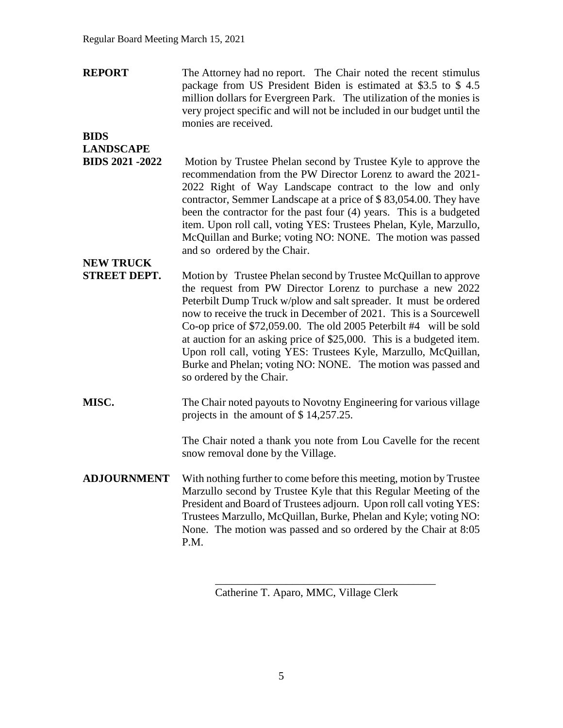**REPORT** The Attorney had no report. The Chair noted the recent stimulus package from US President Biden is estimated at $3.5 to $ 4.5 million dollars for Evergreen Park. The utilization of the monies is very project specific and will not be included in our budget until the monies are received.

**BIDS LANDSCAPE BIDS 2021 -2022** Motion by Trustee Phelan second by Trustee Kyle to approve the recommendation from the PW Director Lorenz to award the 2021-2022 Right of Way Landscape contract to the low and only contractor, Semmer Landscape at a price of $ 83,054.00. They have been the contractor for the past four (4) years. This is a budgeted item. Upon roll call, voting YES: Trustees Phelan, Kyle, Marzullo, McQuillan and Burke; voting NO: NONE. The motion was passed and so ordered by the Chair.

**NEW TRUCK STREET DEPT.** Motion by Trustee Phelan second by Trustee McQuillan to approve the request from PW Director Lorenz to purchase a new 2022 Peterbilt Dump Truck w/plow and salt spreader. It must be ordered now to receive the truck in December of 2021. This is a Sourcewell Co-op price of $72,059.00. The old 2005 Peterbilt #4 will be sold at auction for an asking price of $25,000. This is a budgeted item. Upon roll call, voting YES: Trustees Kyle, Marzullo, McQuillan, Burke and Phelan; voting NO: NONE. The motion was passed and so ordered by the Chair.

**MISC.** The Chair noted payouts to Novotny Engineering for various village projects in the amount of $ 14,257.25.

The Chair noted a thank you note from Lou Cavelle for the recent snow removal done by the Village.

**ADJOURNMENT** With nothing further to come before this meeting, motion by Trustee Marzullo second by Trustee Kyle that this Regular Meeting of the President and Board of Trustees adjourn. Upon roll call voting YES: Trustees Marzullo, McQuillan, Burke, Phelan and Kyle; voting NO: None. The motion was passed and so ordered by the Chair at 8:05 P.M.

\_\_\_\_\_\_\_\_\_\_\_\_\_\_\_\_\_\_\_\_\_\_\_\_\_\_\_\_\_\_\_\_\_\_\_\_\_\_\_\_

Catherine T. Aparo, MMC, Village Clerk